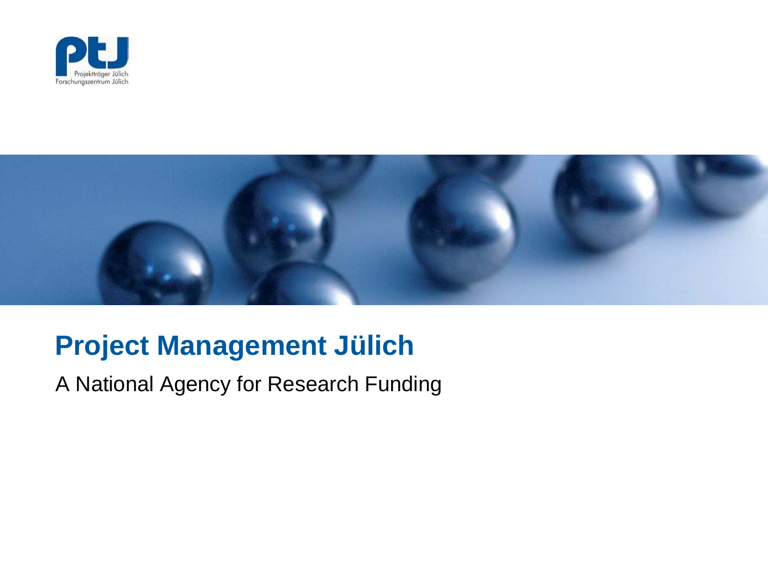PtJ
Projektträger Jülich
Forschungszentrum Jülich

# Project Management Jülich

A National Agency for Research Funding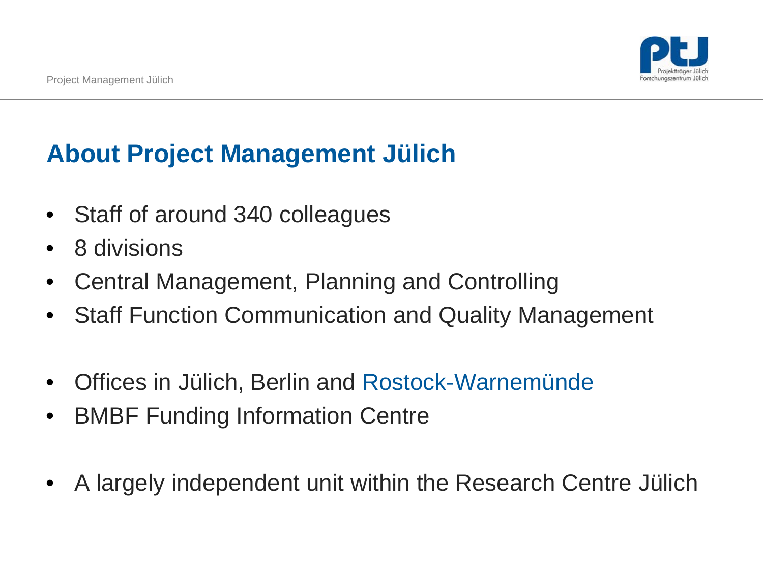## About Project Management Jülich

- Staff of around 340 colleagues
- 8 divisions
- Central Management, Planning and Controlling
- Staff Function Communication and Quality Management

- Offices in Jülich, Berlin and Rostock-Warnemünde
- BMBF Funding Information Centre

- A largely independent unit within the Research Centre Jülich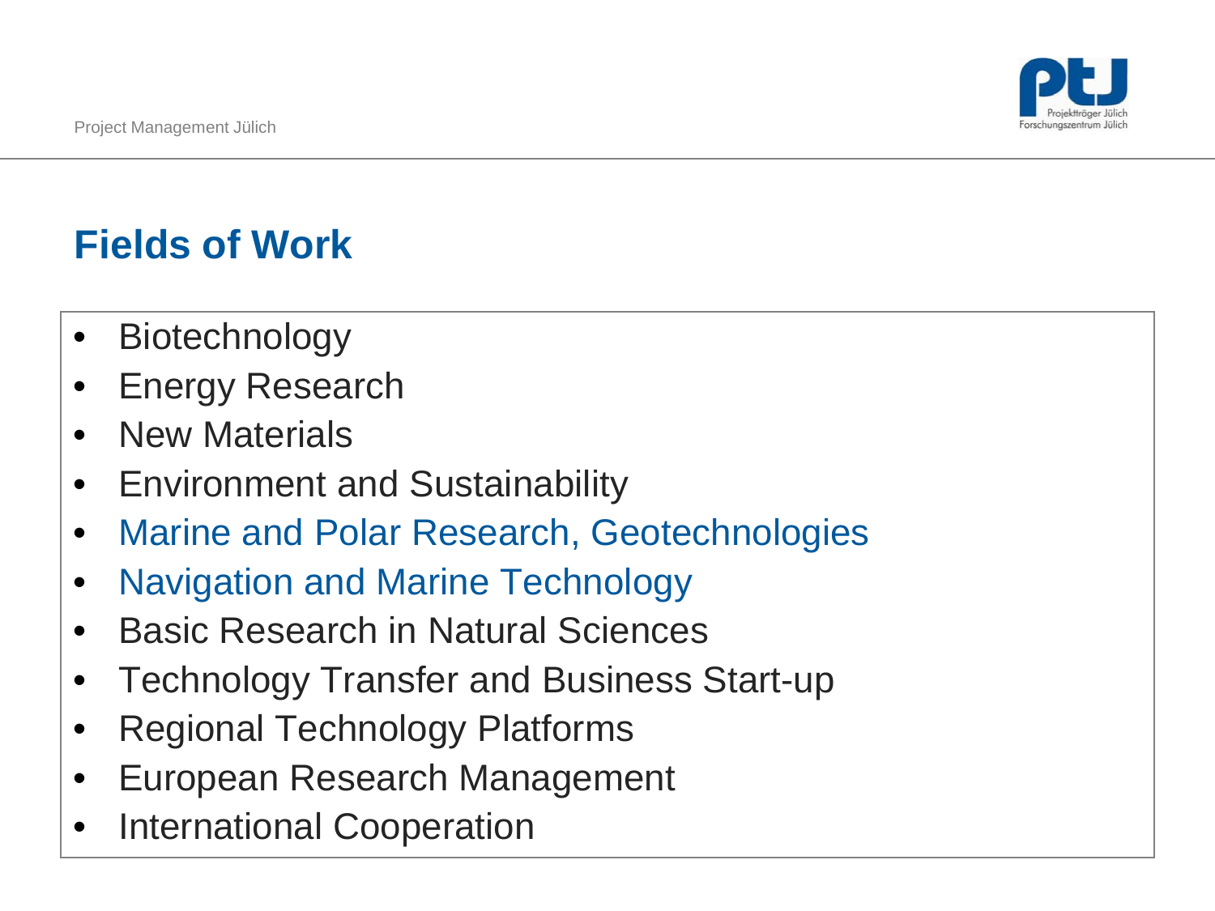## Fields of Work

- Biotechnology
- Energy Research
- New Materials
- Environment and Sustainability
- Marine and Polar Research, Geotechnologies
- Navigation and Marine Technology
- Basic Research in Natural Sciences
- Technology Transfer and Business Start-up
- Regional Technology Platforms
- European Research Management
- International Cooperation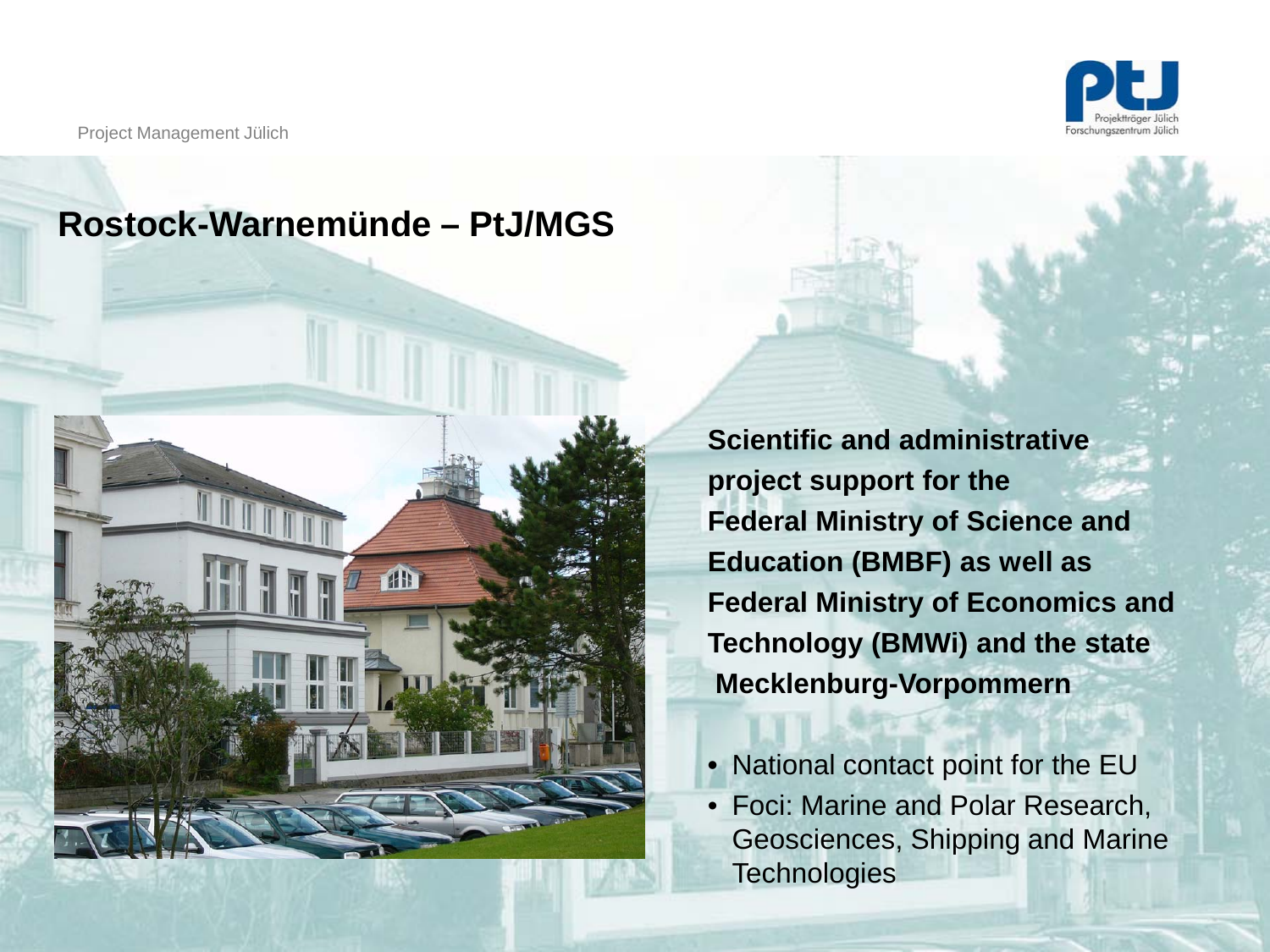# Rostock-Warnemünde – PtJ/MGS

**Scientific and administrative project support for the Federal Ministry of Science and Education (BMBF) as well as Federal Ministry of Economics and Technology (BMWi) and the state Mecklenburg-Vorpommern**

- National contact point for the EU
- Foci: Marine and Polar Research, Geosciences, Shipping and Marine Technologies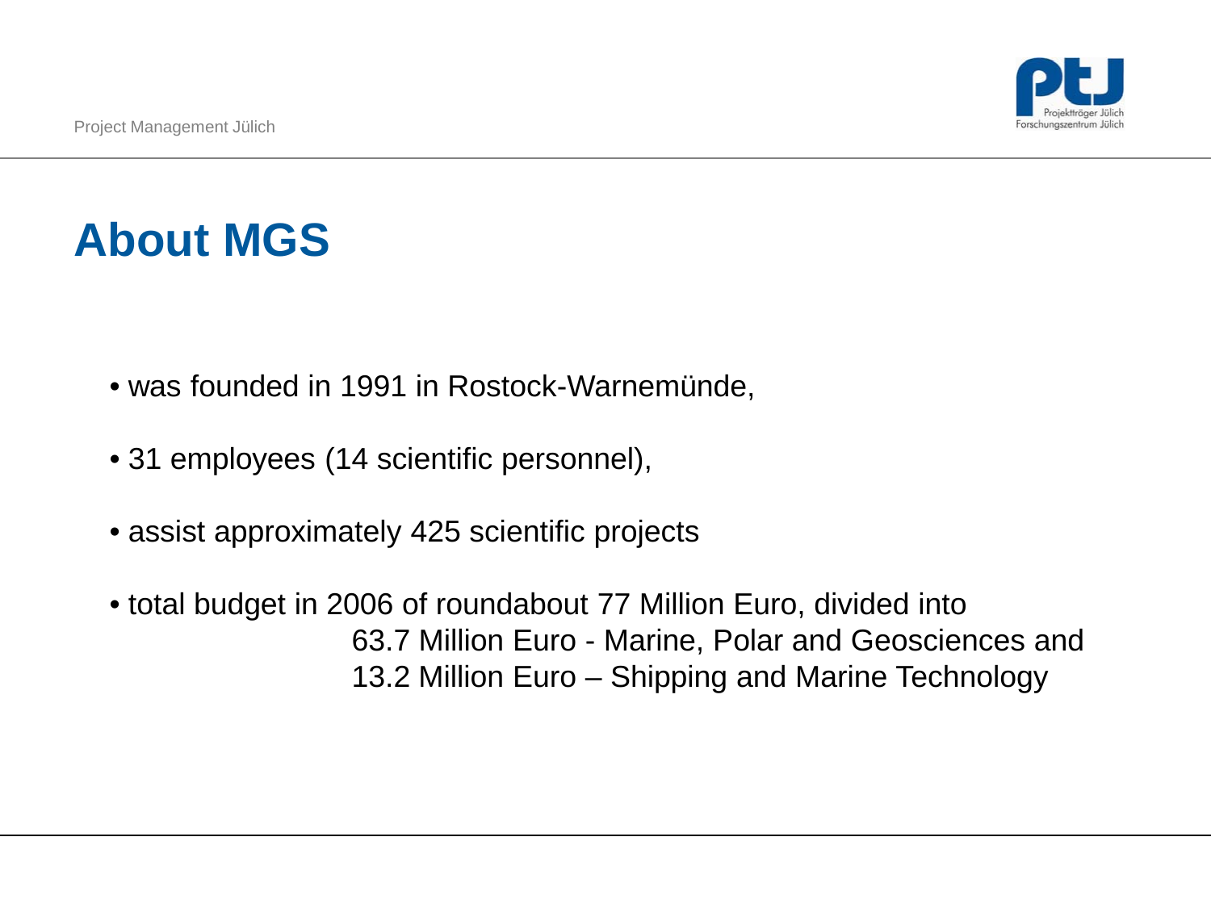# About MGS

- was founded in 1991 in Rostock-Warnemünde,
- 31 employees (14 scientific personnel),
- assist approximately 425 scientific projects
- total budget in 2006 of roundabout 77 Million Euro, divided into
  63.7 Million Euro - Marine, Polar and Geosciences and
  13.2 Million Euro – Shipping and Marine Technology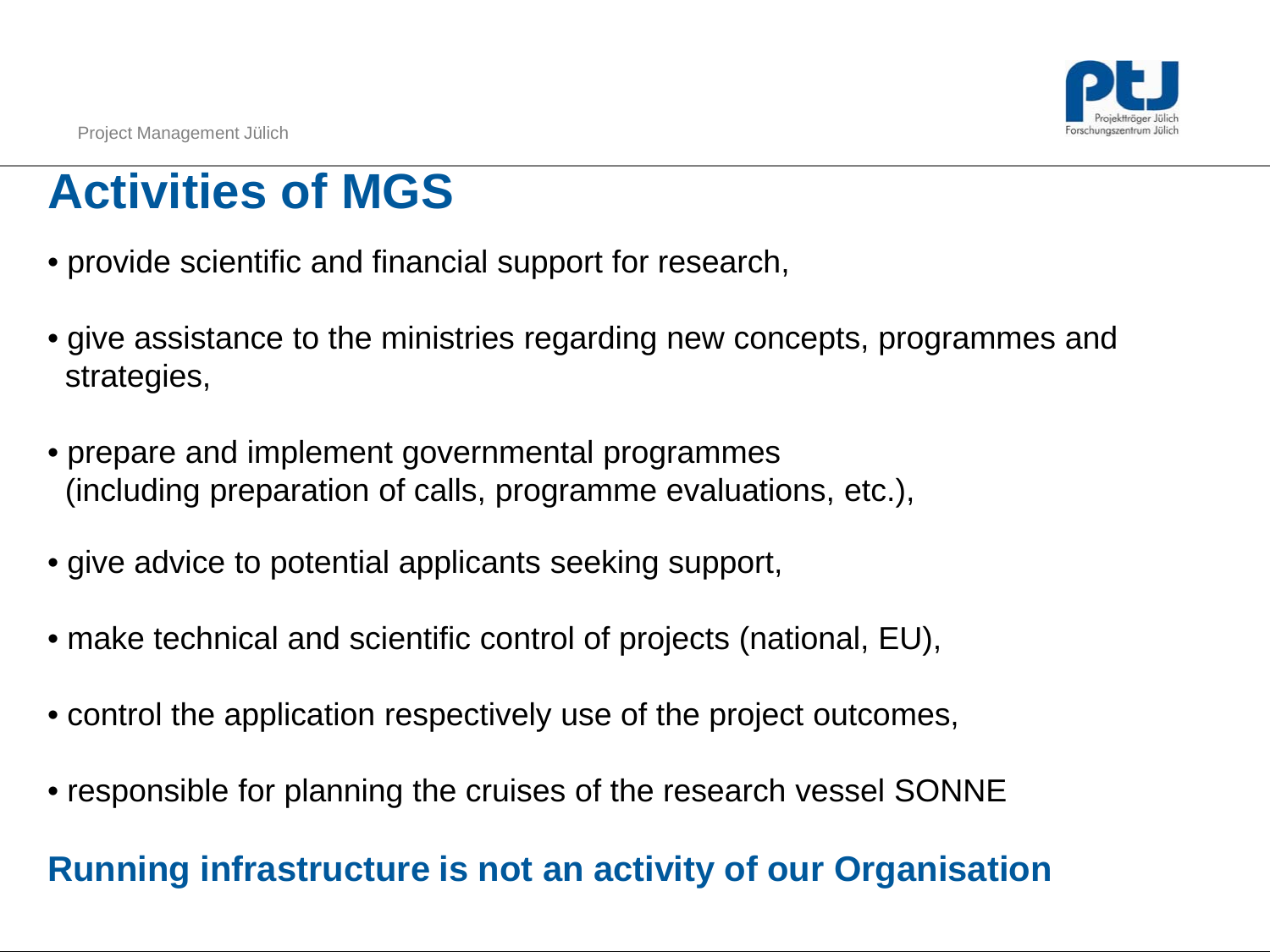# Activities of MGS

- provide scientific and financial support for research,
- give assistance to the ministries regarding new concepts, programmes and strategies,
- prepare and implement governmental programmes (including preparation of calls, programme evaluations, etc.),
- give advice to potential applicants seeking support,
- make technical and scientific control of projects (national, EU),
- control the application respectively use of the project outcomes,
- responsible for planning the cruises of the research vessel SONNE

**Running infrastructure is not an activity of our Organisation**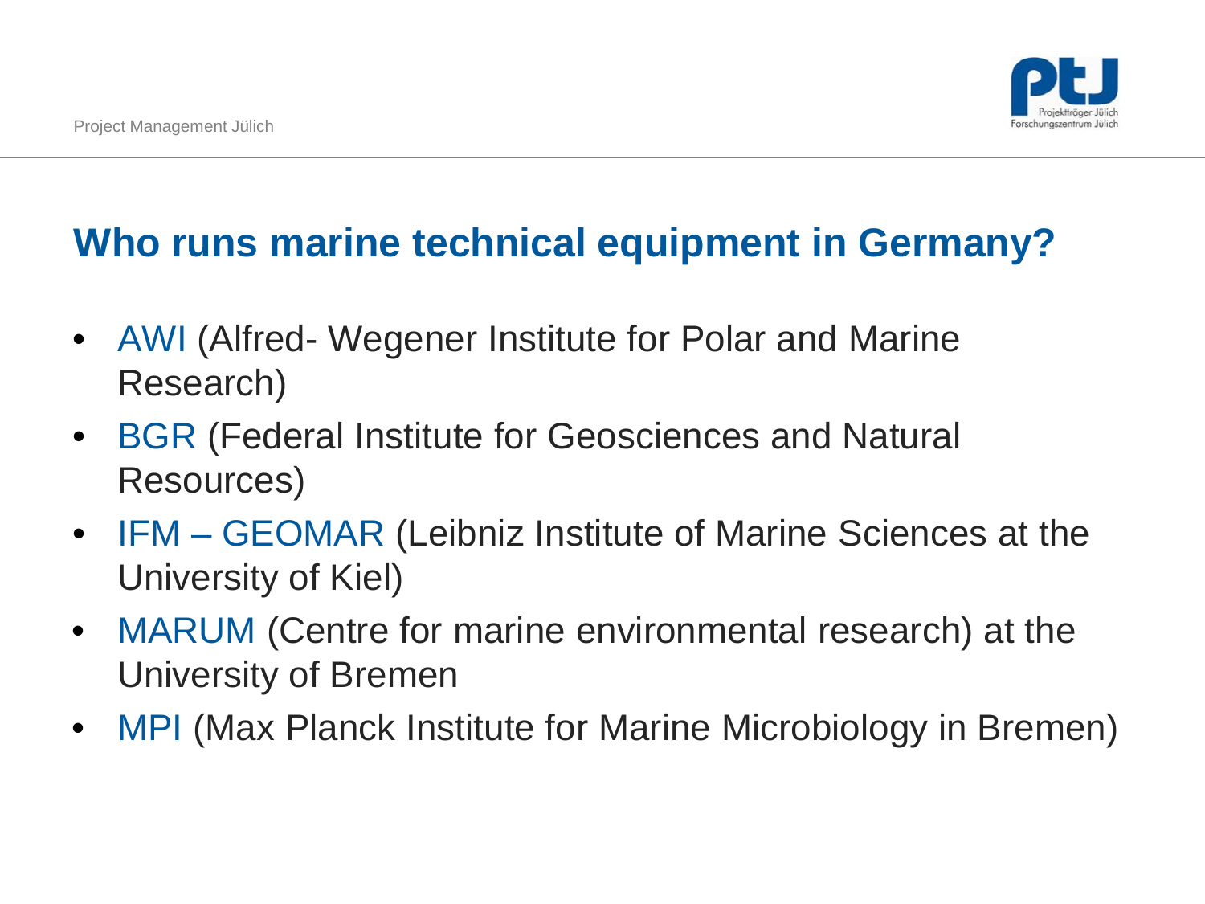## Who runs marine technical equipment in Germany?

- AWI (Alfred- Wegener Institute for Polar and Marine Research)
- BGR (Federal Institute for Geosciences and Natural Resources)
- IFM – GEOMAR (Leibniz Institute of Marine Sciences at the University of Kiel)
- MARUM (Centre for marine environmental research) at the University of Bremen
- MPI (Max Planck Institute for Marine Microbiology in Bremen)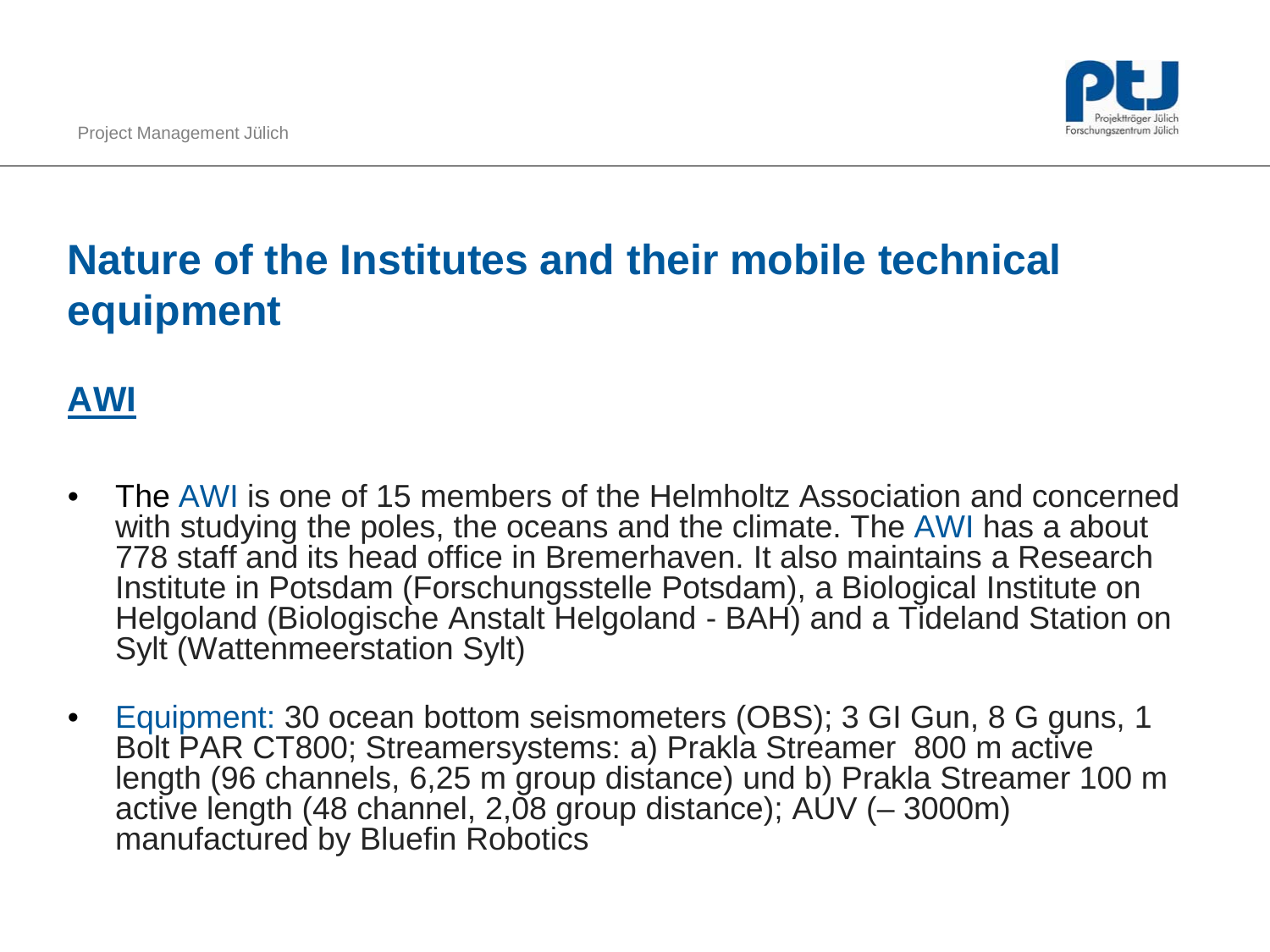# Nature of the Institutes and their mobile technical equipment

## AWI

- The AWI is one of 15 members of the Helmholtz Association and concerned with studying the poles, the oceans and the climate. The AWI has a about 778 staff and its head office in Bremerhaven. It also maintains a Research Institute in Potsdam (Forschungsstelle Potsdam), a Biological Institute on Helgoland (Biologische Anstalt Helgoland - BAH) and a Tideland Station on Sylt (Wattenmeerstation Sylt)
- Equipment: 30 ocean bottom seismometers (OBS); 3 GI Gun, 8 G guns, 1 Bolt PAR CT800; Streamersystems: a) Prakla Streamer 800 m active length (96 channels, 6,25 m group distance) und b) Prakla Streamer 100 m active length (48 channel, 2,08 group distance); AUV (– 3000m) manufactured by Bluefin Robotics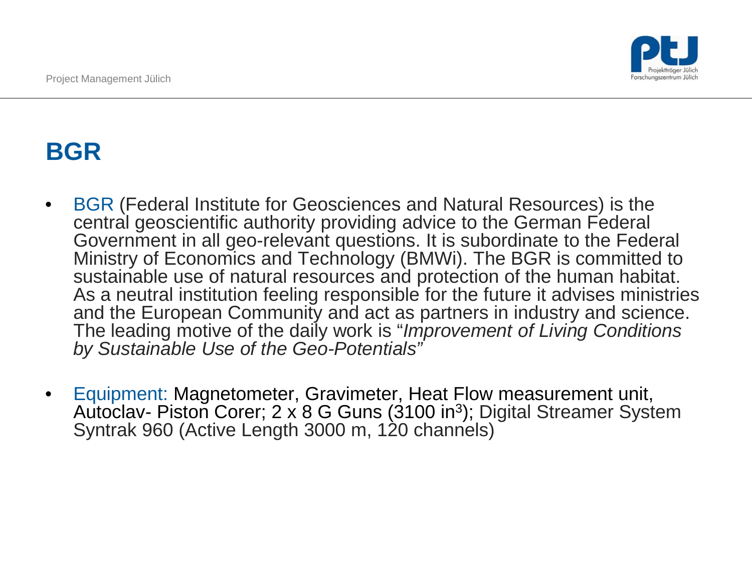# BGR

- BGR (Federal Institute for Geosciences and Natural Resources) is the central geoscientific authority providing advice to the German Federal Government in all geo-relevant questions. It is subordinate to the Federal Ministry of Economics and Technology (BMWi). The BGR is committed to sustainable use of natural resources and protection of the human habitat. As a neutral institution feeling responsible for the future it advises ministries and the European Community and act as partners in industry and science. The leading motive of the daily work is "*Improvement of Living Conditions by Sustainable Use of the Geo-Potentials*"

- Equipment: Magnetometer, Gravimeter, Heat Flow measurement unit, Autoclav- Piston Corer; 2 x 8 G Guns (3100 $in^3$); Digital Streamer System Syntrak 960 (Active Length 3000 m, 120 channels)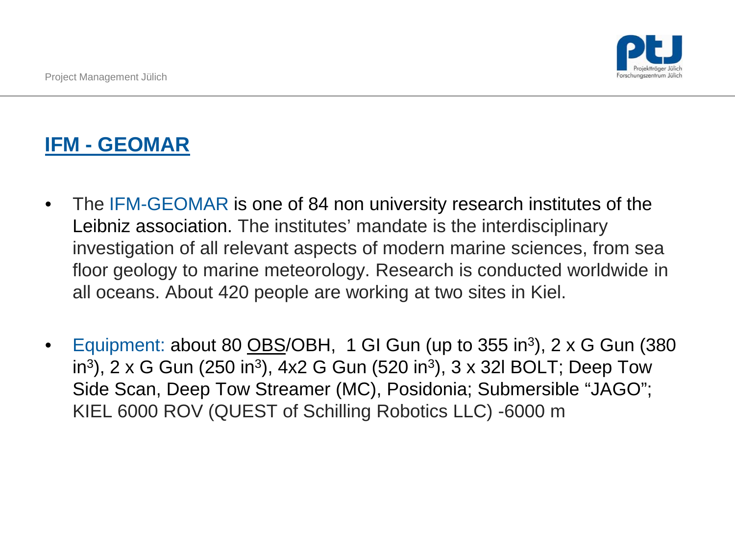## IFM - GEOMAR

- The IFM-GEOMAR is one of 84 non university research institutes of the Leibniz association. The institutes' mandate is the interdisciplinary investigation of all relevant aspects of modern marine sciences, from sea floor geology to marine meteorology. Research is conducted worldwide in all oceans. About 420 people are working at two sites in Kiel.

- Equipment: about 80 OBS/OBH, 1 GI Gun (up to 355 $in^3$), 2 x G Gun (380 $in^3$), 2 x G Gun (250 $in^3$), 4x2 G Gun (520 $in^3$), 3 x 32l BOLT; Deep Tow Side Scan, Deep Tow Streamer (MC), Posidonia; Submersible "JAGO"; KIEL 6000 ROV (QUEST of Schilling Robotics LLC) -6000 m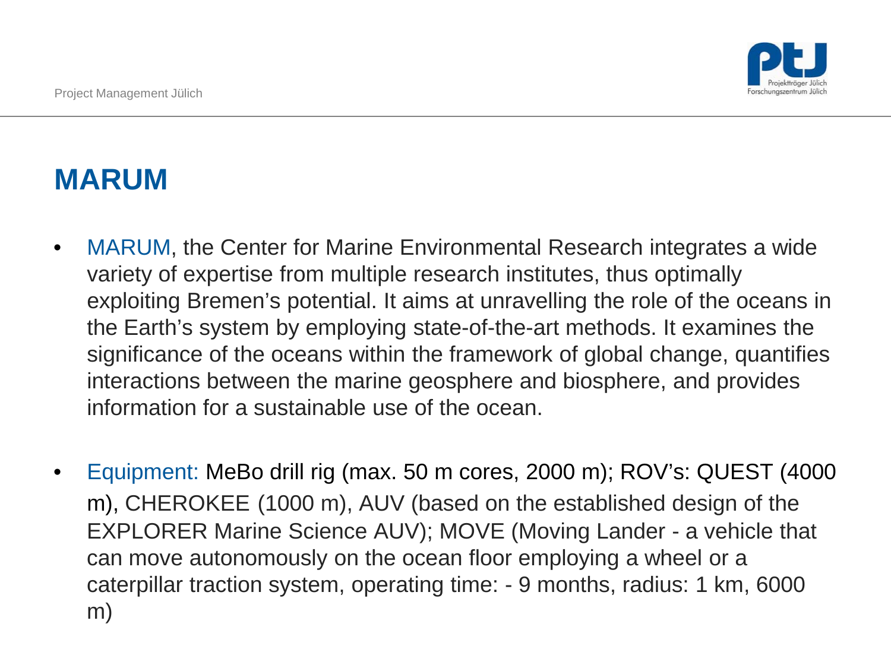## MARUM

- MARUM, the Center for Marine Environmental Research integrates a wide variety of expertise from multiple research institutes, thus optimally exploiting Bremen's potential. It aims at unravelling the role of the oceans in the Earth's system by employing state-of-the-art methods. It examines the significance of the oceans within the framework of global change, quantifies interactions between the marine geosphere and biosphere, and provides information for a sustainable use of the ocean.

- Equipment: MeBo drill rig (max. 50 m cores, 2000 m); ROV's: QUEST (4000 m), CHEROKEE (1000 m), AUV (based on the established design of the EXPLORER Marine Science AUV); MOVE (Moving Lander - a vehicle that can move autonomously on the ocean floor employing a wheel or a caterpillar traction system, operating time: - 9 months, radius: 1 km, 6000 m)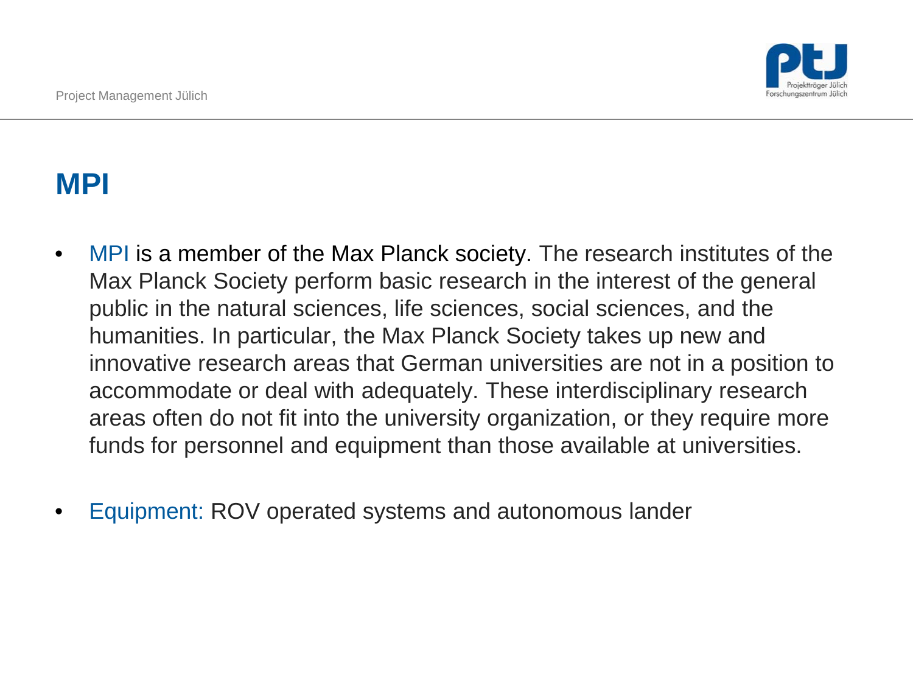# MPI

- MPI is a member of the Max Planck society. The research institutes of the Max Planck Society perform basic research in the interest of the general public in the natural sciences, life sciences, social sciences, and the humanities. In particular, the Max Planck Society takes up new and innovative research areas that German universities are not in a position to accommodate or deal with adequately. These interdisciplinary research areas often do not fit into the university organization, or they require more funds for personnel and equipment than those available at universities.

- Equipment: ROV operated systems and autonomous lander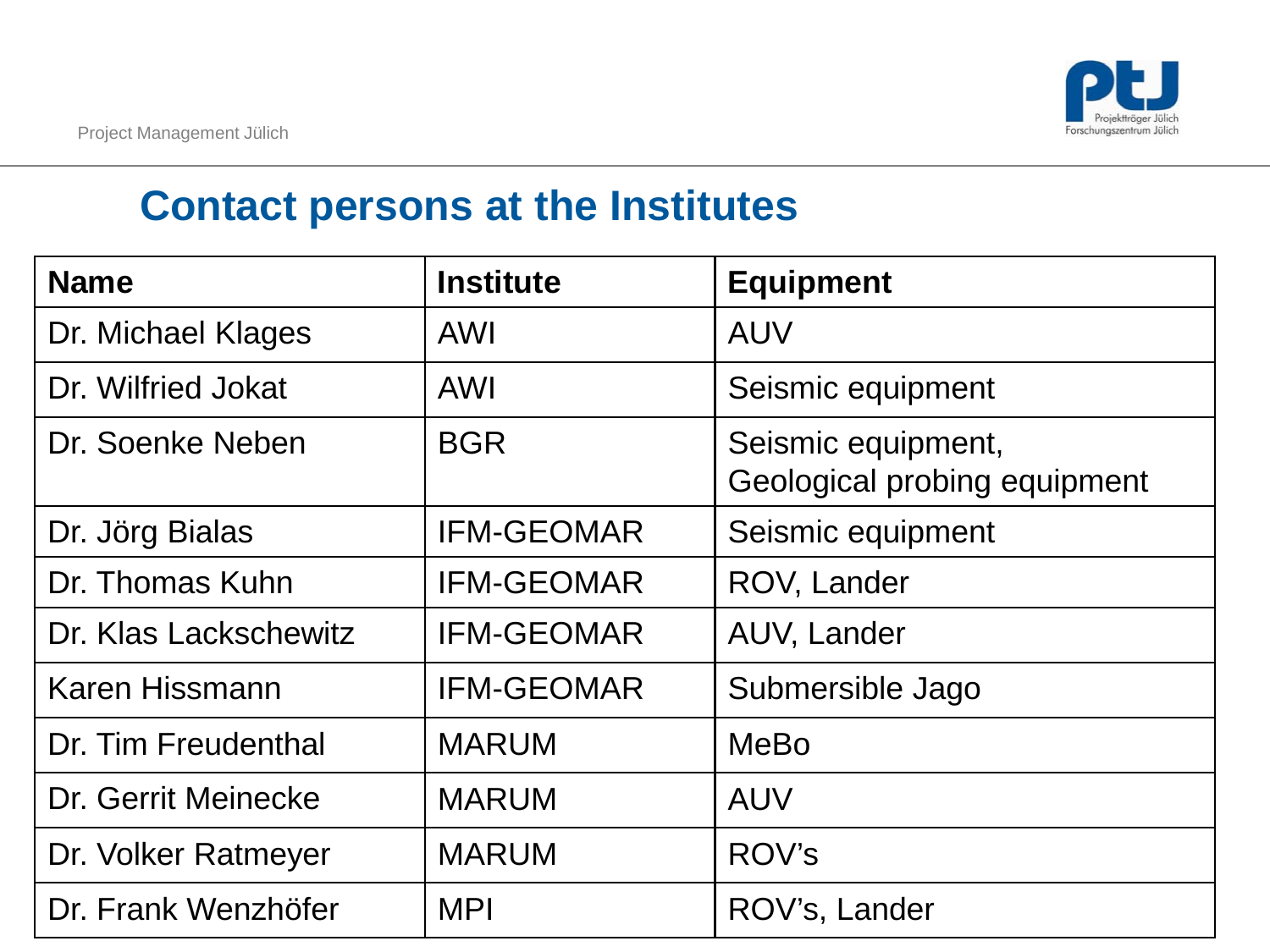# Contact persons at the Institutes

| Name | Institute | Equipment |
| --- | --- | --- |
| Dr. Michael Klages | AWI | AUV |
| Dr. Wilfried Jokat | AWI | Seismic equipment |
| Dr. Soenke Neben | BGR | Seismic equipment, Geological probing equipment |
| Dr. Jörg Bialas | IFM-GEOMAR | Seismic equipment |
| Dr. Thomas Kuhn | IFM-GEOMAR | ROV, Lander |
| Dr. Klas Lackschewitz | IFM-GEOMAR | AUV, Lander |
| Karen Hissmann | IFM-GEOMAR | Submersible Jago |
| Dr. Tim Freudenthal | MARUM | MeBo |
| Dr. Gerrit Meinecke | MARUM | AUV |
| Dr. Volker Ratmeyer | MARUM | ROV's |
| Dr. Frank Wenzhöfer | MPI | ROV's, Lander |